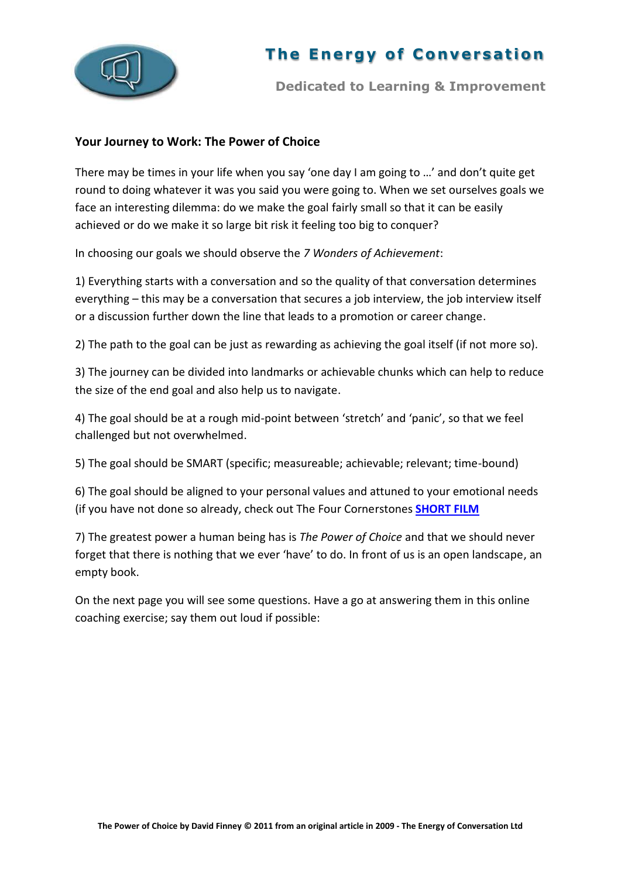# The Energy of Conversation

**Dedicated to Learning & Improvement**

## Your Journey to Work: The Power of Choice

There may be times in your life when you say 'one day I am going to …' and don't quite get round to doing whatever it was you said you were going to. When we set ourselves goals we face an interesting dilemma: do we make the goal fairly small so that it can be easily achieved or do we make it so large bit risk it feeling too big to conquer?

In choosing our goals we should observe the *7 Wonders of Achievement*:

1) Everything starts with a conversation and so the quality of that conversation determines everything – this may be a conversation that secures a job interview, the job interview itself or a discussion further down the line that leads to a promotion or career change.

2) The path to the goal can be just as rewarding as achieving the goal itself (if not more so).

3) The journey can be divided into landmarks or achievable chunks which can help to reduce the size of the end goal and also help us to navigate.

4) The goal should be at a rough mid-point between 'stretch' and 'panic', so that we feel challenged but not overwhelmed.

5) The goal should be SMART (specific; measureable; achievable; relevant; time-bound)

6) The goal should be aligned to your personal values and attuned to your emotional needs (if you have not done so already, check out The Four Cornerstones **SHORT FILM**

7) The greatest power a human being has is *The Power of Choice* and that we should never forget that there is nothing that we ever 'have' to do. In front of us is an open landscape, an empty book.

On the next page you will see some questions. Have a go at answering them in this online coaching exercise; say them out loud if possible:

**The Power of Choice by David Finney © 2011 from an original article in 2009 - The Energy of Conversation Ltd**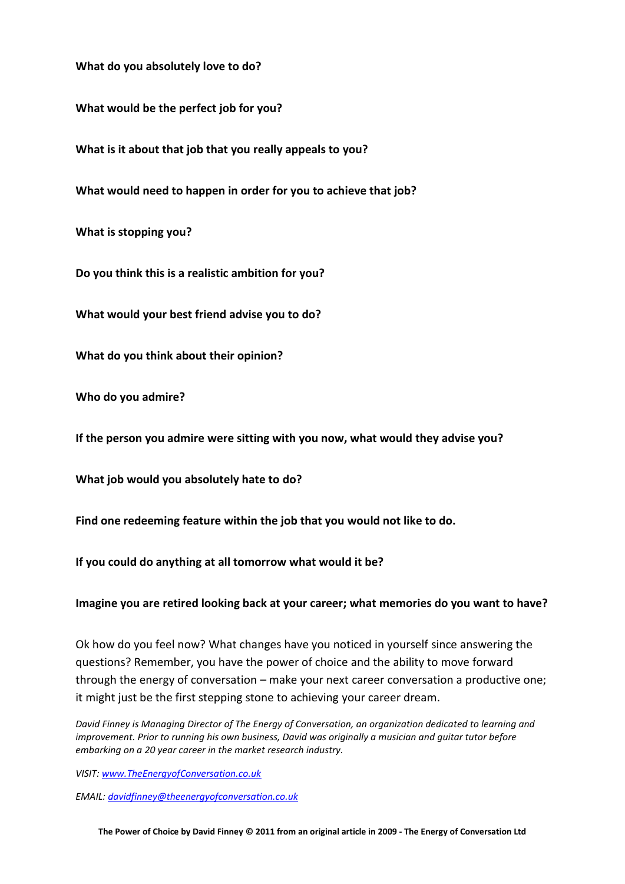**What do you absolutely love to do?**

**What would be the perfect job for you?**

**What is it about that job that you really appeals to you?**

**What would need to happen in order for you to achieve that job?**

**What is stopping you?**

**Do you think this is a realistic ambition for you?**

**What would your best friend advise you to do?**

**What do you think about their opinion?**

**Who do you admire?**

**If the person you admire were sitting with you now, what would they advise you?**

**What job would you absolutely hate to do?**

**Find one redeeming feature within the job that you would not like to do.**

**If you could do anything at all tomorrow what would it be?**

**Imagine you are retired looking back at your career; what memories do you want to have?**

Ok how do you feel now? What changes have you noticed in yourself since answering the questions? Remember, you have the power of choice and the ability to move forward through the energy of conversation – make your next career conversation a productive one; it might just be the first stepping stone to achieving your career dream.

*David Finney is Managing Director of The Energy of Conversation, an organization dedicated to learning and improvement. Prior to running his own business, David was originally a musician and guitar tutor before embarking on a 20 year career in the market research industry.*

*VISIT: [www.TheEnergyofConversation.co.uk](http://www.TheEnergyofConversation.co.uk)*

*EMAIL: [davidfinney@theenergyofconversation.co.uk](mailto:davidfinney@theenergyofconversation.co.uk)*

**The Power of Choice by David Finney © 2011 from an original article in 2009 - The Energy of Conversation Ltd**